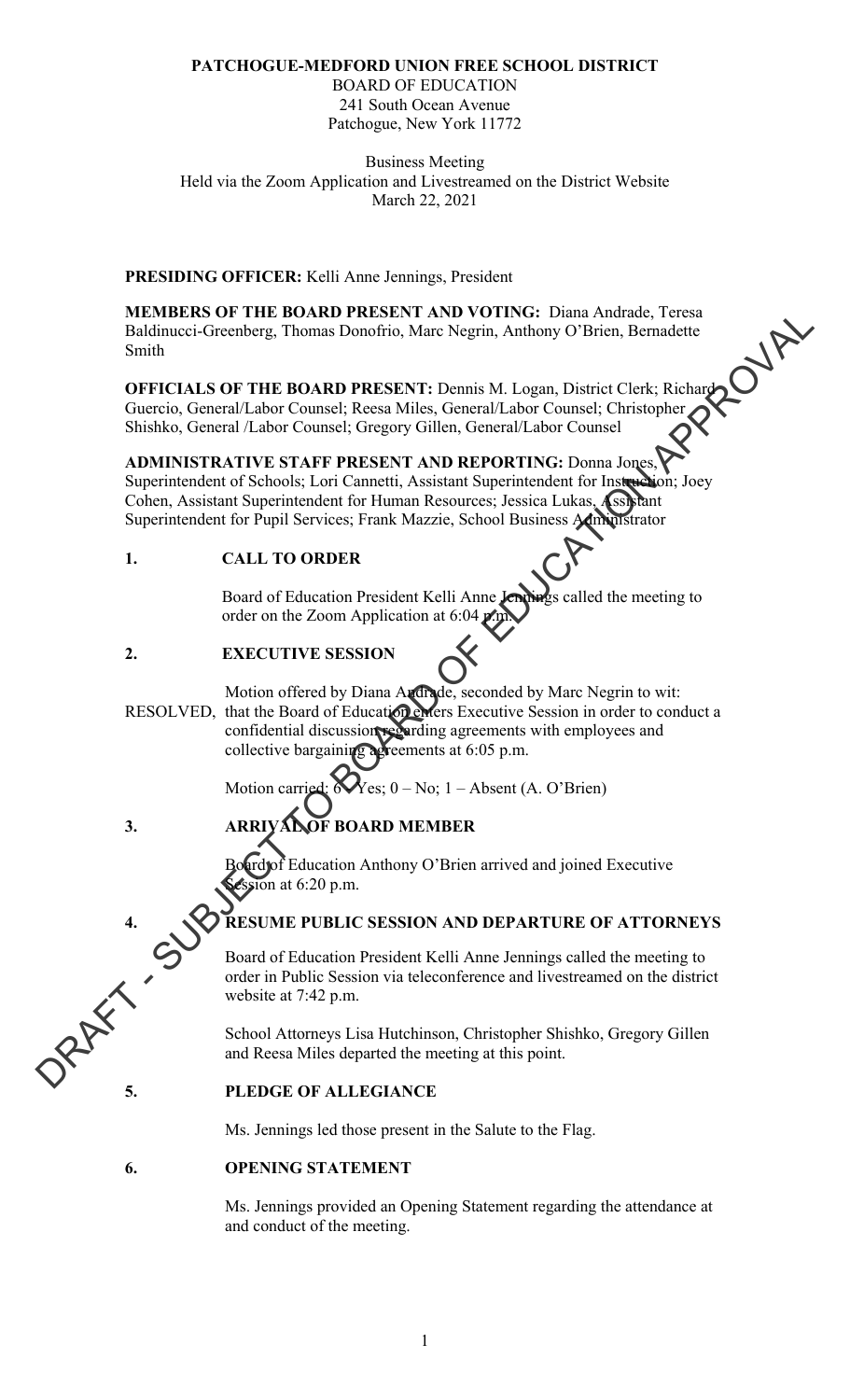**PATCHOGUE-MEDFORD UNION FREE SCHOOL DISTRICT**
BOARD OF EDUCATION
241 South Ocean Avenue
Patchogue, New York 11772

Business Meeting
Held via the Zoom Application and Livestreamed on the District Website
March 22, 2021

**PRESIDING OFFICER:** Kelli Anne Jennings, President

**MEMBERS OF THE BOARD PRESENT AND VOTING:** Diana Andrade, Teresa Baldinucci-Greenberg, Thomas Donofrio, Marc Negrin, Anthony O'Brien, Bernadette Smith

**OFFICIALS OF THE BOARD PRESENT:** Dennis M. Logan, District Clerk; Richard Guercio, General/Labor Counsel; Reesa Miles, General/Labor Counsel; Christopher Shishko, General /Labor Counsel; Gregory Gillen, General/Labor Counsel

**ADMINISTRATIVE STAFF PRESENT AND REPORTING:** Donna Jones, Superintendent of Schools; Lori Cannetti, Assistant Superintendent for Instruction; Joey Cohen, Assistant Superintendent for Human Resources; Jessica Lukas, Assistant Superintendent for Pupil Services; Frank Mazzie, School Business Administrator

## 1. CALL TO ORDER

Board of Education President Kelli Anne Jennings called the meeting to order on the Zoom Application at 6:04 p.m.

## 2. EXECUTIVE SESSION

Motion offered by Diana Andrade, seconded by Marc Negrin to wit:
RESOLVED, that the Board of Education enters Executive Session in order to conduct a confidential discussion regarding agreements with employees and collective bargaining agreements at 6:05 p.m.

Motion carried: 6 – Yes; 0 – No; 1 – Absent (A. O'Brien)

## 3. ARRIVAL OF BOARD MEMBER

Board of Education Anthony O'Brien arrived and joined Executive Session at 6:20 p.m.

## 4. RESUME PUBLIC SESSION AND DEPARTURE OF ATTORNEYS

Board of Education President Kelli Anne Jennings called the meeting to order in Public Session via teleconference and livestreamed on the district website at 7:42 p.m.

School Attorneys Lisa Hutchinson, Christopher Shishko, Gregory Gillen and Reesa Miles departed the meeting at this point.

## 5. PLEDGE OF ALLEGIANCE

Ms. Jennings led those present in the Salute to the Flag.

## 6. OPENING STATEMENT

Ms. Jennings provided an Opening Statement regarding the attendance at and conduct of the meeting.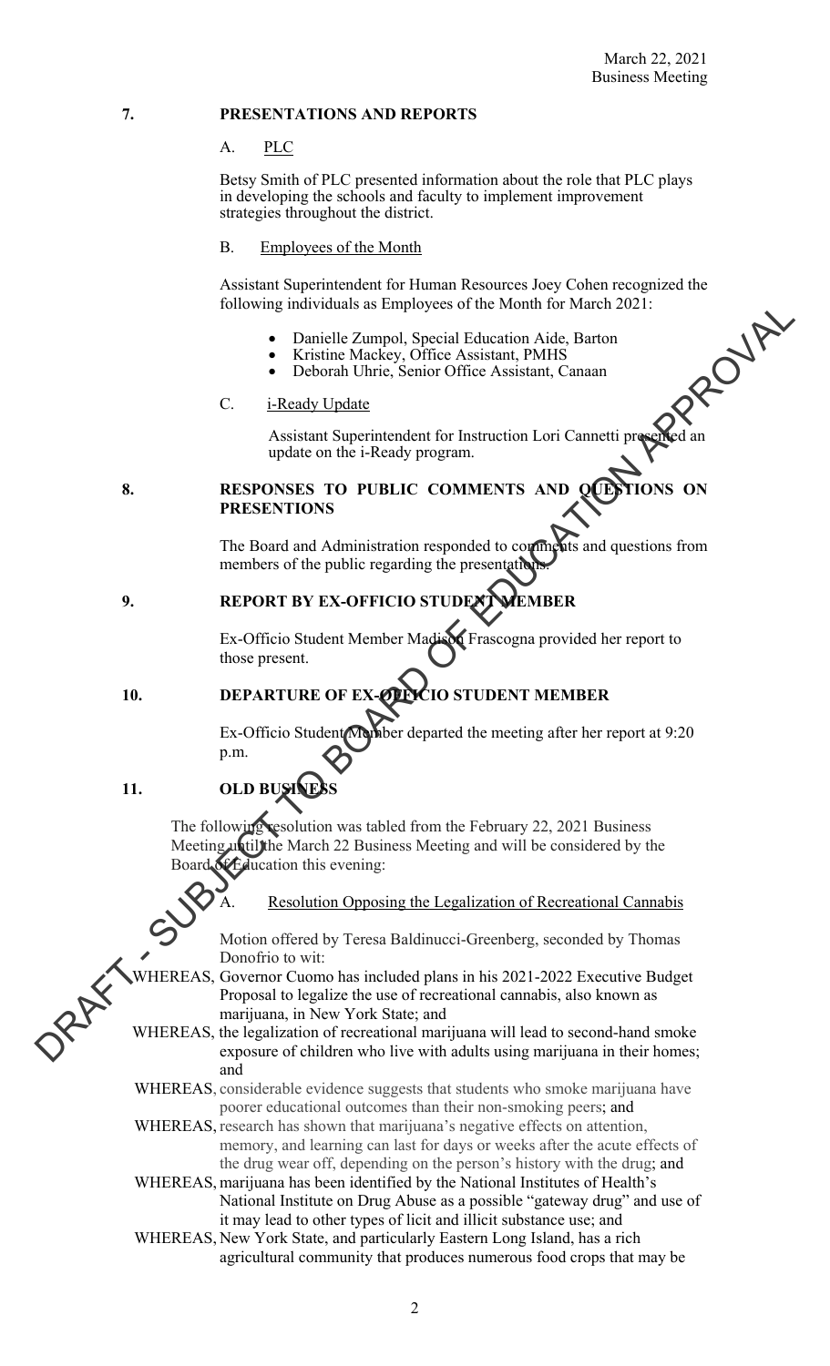## 7. PRESENTATIONS AND REPORTS

### A. PLC

Betsy Smith of PLC presented information about the role that PLC plays in developing the schools and faculty to implement improvement strategies throughout the district.

### B. Employees of the Month

Assistant Superintendent for Human Resources Joey Cohen recognized the following individuals as Employees of the Month for March 2021:

- Danielle Zumpol, Special Education Aide, Barton
- Kristine Mackey, Office Assistant, PMHS
- Deborah Uhrie, Senior Office Assistant, Canaan

### C. i-Ready Update

Assistant Superintendent for Instruction Lori Cannetti presented an update on the i-Ready program.

## 8. RESPONSES TO PUBLIC COMMENTS AND QUESTIONS ON PRESENTIONS

The Board and Administration responded to comments and questions from members of the public regarding the presentations.

## 9. REPORT BY EX-OFFICIO STUDENT MEMBER

Ex-Officio Student Member Madison Frascogna provided her report to those present.

## 10. DEPARTURE OF EX-OFFICIO STUDENT MEMBER

Ex-Officio Student Member departed the meeting after her report at 9:20 p.m.

## 11. OLD BUSINESS

The following resolution was tabled from the February 22, 2021 Business Meeting until the March 22 Business Meeting and will be considered by the Board of Education this evening:

### A. Resolution Opposing the Legalization of Recreational Cannabis

Motion offered by Teresa Baldinucci-Greenberg, seconded by Thomas Donofrio to wit:

WHEREAS, Governor Cuomo has included plans in his 2021-2022 Executive Budget Proposal to legalize the use of recreational cannabis, also known as marijuana, in New York State; and

WHEREAS, the legalization of recreational marijuana will lead to second-hand smoke exposure of children who live with adults using marijuana in their homes; and

WHEREAS, considerable evidence suggests that students who smoke marijuana have poorer educational outcomes than their non-smoking peers; and

WHEREAS, research has shown that marijuana's negative effects on attention, memory, and learning can last for days or weeks after the acute effects of the drug wear off, depending on the person's history with the drug; and

WHEREAS, marijuana has been identified by the National Institutes of Health's National Institute on Drug Abuse as a possible "gateway drug" and use of it may lead to other types of licit and illicit substance use; and

WHEREAS, New York State, and particularly Eastern Long Island, has a rich agricultural community that produces numerous food crops that may be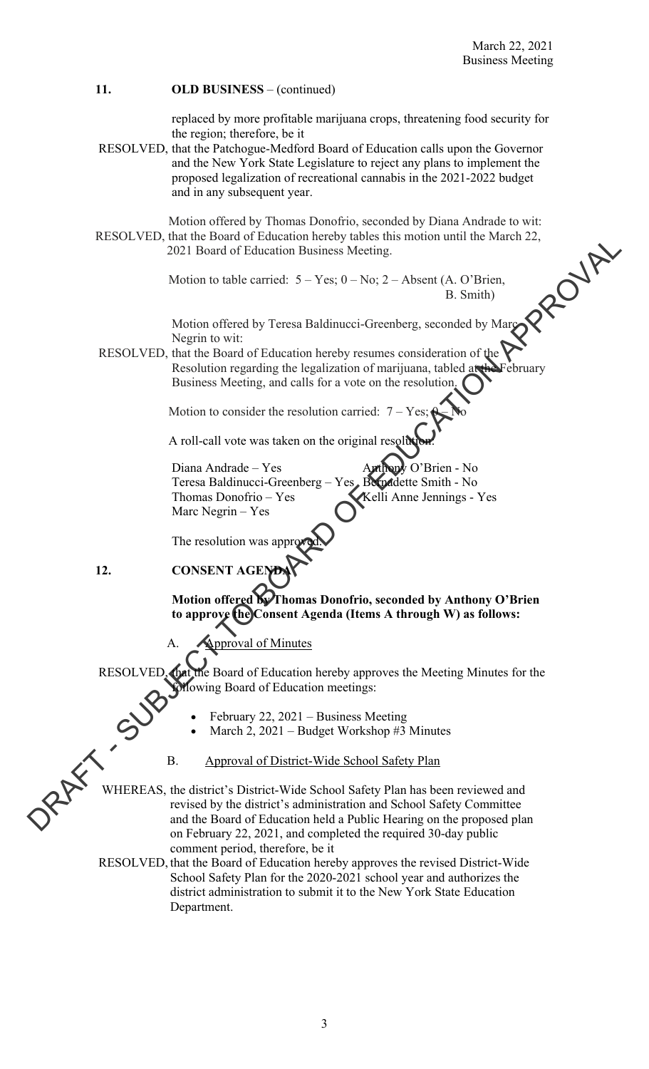## 11. OLD BUSINESS – (continued)

replaced by more profitable marijuana crops, threatening food security for the region; therefore, be it

RESOLVED, that the Patchogue-Medford Board of Education calls upon the Governor and the New York State Legislature to reject any plans to implement the proposed legalization of recreational cannabis in the 2021-2022 budget and in any subsequent year.

Motion offered by Thomas Donofrio, seconded by Diana Andrade to wit:

RESOLVED, that the Board of Education hereby tables this motion until the March 22, 2021 Board of Education Business Meeting.

Motion to table carried: 5 – Yes; 0 – No; 2 – Absent (A. O'Brien, B. Smith)

Motion offered by Teresa Baldinucci-Greenberg, seconded by Marc Negrin to wit:

RESOLVED, that the Board of Education hereby resumes consideration of the Resolution regarding the legalization of marijuana, tabled at the February Business Meeting, and calls for a vote on the resolution.

Motion to consider the resolution carried: 7 – Yes; 0 – No

A roll-call vote was taken on the original resolution:

Diana Andrade – Yes
Teresa Baldinucci-Greenberg – Yes
Thomas Donofrio – Yes
Marc Negrin – Yes
Anthony O'Brien - No
Bernadette Smith - No
Kelli Anne Jennings - Yes

The resolution was approved.

## 12. CONSENT AGENDA

**Motion offered by Thomas Donofrio, seconded by Anthony O'Brien to approve the Consent Agenda (Items A through W) as follows:**

A. Approval of Minutes

RESOLVED, that the Board of Education hereby approves the Meeting Minutes for the following Board of Education meetings:

- February 22, 2021 – Business Meeting
- March 2, 2021 – Budget Workshop #3 Minutes

B. Approval of District-Wide School Safety Plan

WHEREAS, the district's District-Wide School Safety Plan has been reviewed and revised by the district's administration and School Safety Committee and the Board of Education held a Public Hearing on the proposed plan on February 22, 2021, and completed the required 30-day public comment period, therefore, be it

RESOLVED, that the Board of Education hereby approves the revised District-Wide School Safety Plan for the 2020-2021 school year and authorizes the district administration to submit it to the New York State Education Department.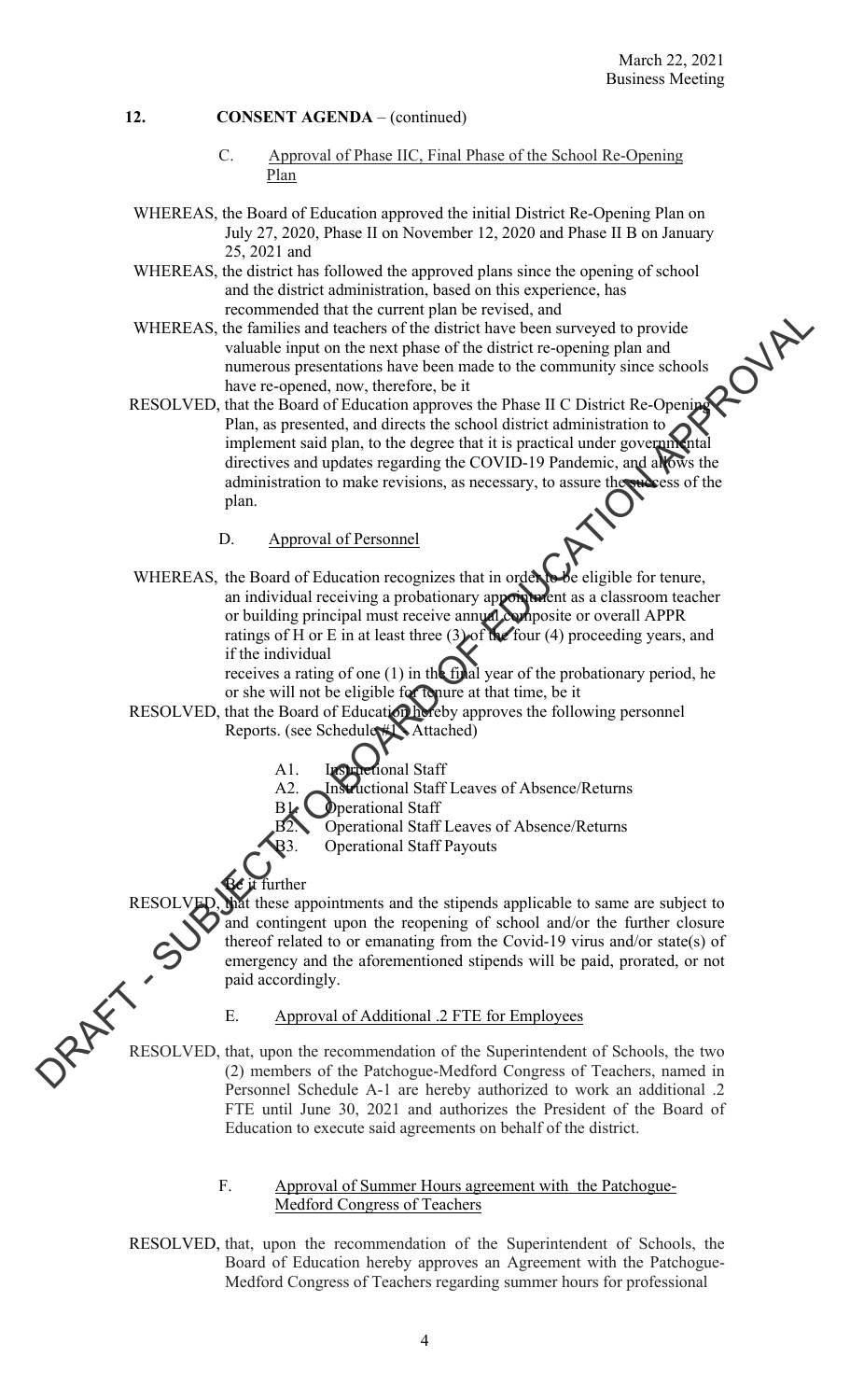**12. CONSENT AGENDA** – (continued)

C. Approval of Phase IIC, Final Phase of the School Re-Opening Plan

WHEREAS, the Board of Education approved the initial District Re-Opening Plan on July 27, 2020, Phase II on November 12, 2020 and Phase II B on January 25, 2021 and

WHEREAS, the district has followed the approved plans since the opening of school and the district administration, based on this experience, has recommended that the current plan be revised, and

WHEREAS, the families and teachers of the district have been surveyed to provide valuable input on the next phase of the district re-opening plan and numerous presentations have been made to the community since schools have re-opened, now, therefore, be it

RESOLVED, that the Board of Education approves the Phase II C District Re-Opening Plan, as presented, and directs the school district administration to implement said plan, to the degree that it is practical under governmental directives and updates regarding the COVID-19 Pandemic, and allows the administration to make revisions, as necessary, to assure the success of the plan.

D. Approval of Personnel

WHEREAS, the Board of Education recognizes that in order to be eligible for tenure, an individual receiving a probationary appointment as a classroom teacher or building principal must receive annual composite or overall APPR ratings of H or E in at least three (3) of the four (4) proceeding years, and if the individual receives a rating of one (1) in the final year of the probationary period, he or she will not be eligible for tenure at that time, be it

RESOLVED, that the Board of Education hereby approves the following personnel Reports. (see Schedule #1 - Attached)

- A1. Instructional Staff
- A2. Instructional Staff Leaves of Absence/Returns
- B1. Operational Staff
- B2. Operational Staff Leaves of Absence/Returns
- B3. Operational Staff Payouts

Be it further

RESOLVED, that these appointments and the stipends applicable to same are subject to and contingent upon the reopening of school and/or the further closure thereof related to or emanating from the Covid-19 virus and/or state(s) of emergency and the aforementioned stipends will be paid, prorated, or not paid accordingly.

E. Approval of Additional .2 FTE for Employees

RESOLVED, that, upon the recommendation of the Superintendent of Schools, the two (2) members of the Patchogue-Medford Congress of Teachers, named in Personnel Schedule A-1 are hereby authorized to work an additional .2 FTE until June 30, 2021 and authorizes the President of the Board of Education to execute said agreements on behalf of the district.

F. Approval of Summer Hours agreement with the Patchogue-Medford Congress of Teachers

RESOLVED, that, upon the recommendation of the Superintendent of Schools, the Board of Education hereby approves an Agreement with the Patchogue-Medford Congress of Teachers regarding summer hours for professional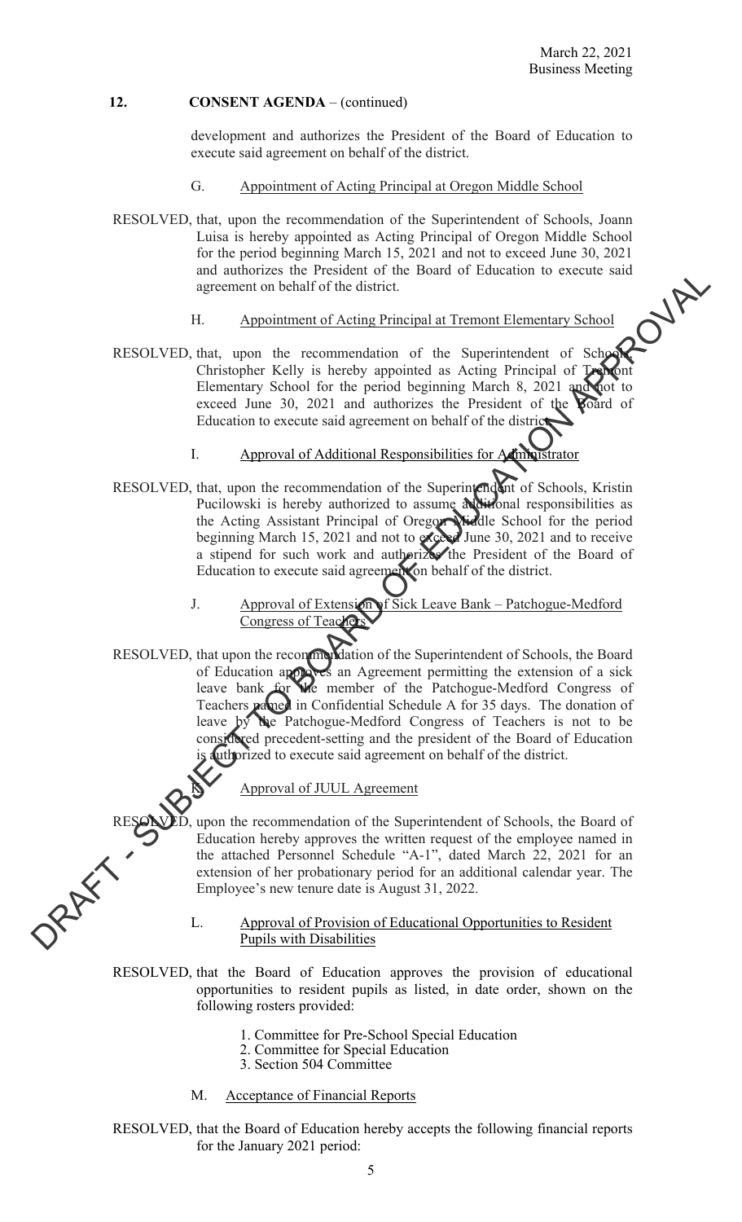**12. CONSENT AGENDA** – (continued)

development and authorizes the President of the Board of Education to execute said agreement on behalf of the district.

G. Appointment of Acting Principal at Oregon Middle School

RESOLVED, that, upon the recommendation of the Superintendent of Schools, Joann Luisa is hereby appointed as Acting Principal of Oregon Middle School for the period beginning March 15, 2021 and not to exceed June 30, 2021 and authorizes the President of the Board of Education to execute said agreement on behalf of the district.

H. Appointment of Acting Principal at Tremont Elementary School

RESOLVED, that, upon the recommendation of the Superintendent of Schools, Christopher Kelly is hereby appointed as Acting Principal of Tremont Elementary School for the period beginning March 8, 2021 and not to exceed June 30, 2021 and authorizes the President of the Board of Education to execute said agreement on behalf of the district.

I. Approval of Additional Responsibilities for Administrator

RESOLVED, that, upon the recommendation of the Superintendent of Schools, Kristin Pucilowski is hereby authorized to assume additional responsibilities as the Acting Assistant Principal of Oregon Middle School for the period beginning March 15, 2021 and not to exceed June 30, 2021 and to receive a stipend for such work and authorizes the President of the Board of Education to execute said agreement on behalf of the district.

J. Approval of Extension of Sick Leave Bank – Patchogue-Medford Congress of Teachers

RESOLVED, that upon the recommendation of the Superintendent of Schools, the Board of Education approves an Agreement permitting the extension of a sick leave bank for the member of the Patchogue-Medford Congress of Teachers named in Confidential Schedule A for 35 days. The donation of leave by the Patchogue-Medford Congress of Teachers is not to be considered precedent-setting and the president of the Board of Education is authorized to execute said agreement on behalf of the district.

K. Approval of JUUL Agreement

RESOLVED, upon the recommendation of the Superintendent of Schools, the Board of Education hereby approves the written request of the employee named in the attached Personnel Schedule "A-1", dated March 22, 2021 for an extension of her probationary period for an additional calendar year. The Employee's new tenure date is August 31, 2022.

L. Approval of Provision of Educational Opportunities to Resident Pupils with Disabilities

RESOLVED, that the Board of Education approves the provision of educational opportunities to resident pupils as listed, in date order, shown on the following rosters provided:

1. Committee for Pre-School Special Education
2. Committee for Special Education
3. Section 504 Committee

M. Acceptance of Financial Reports

RESOLVED, that the Board of Education hereby accepts the following financial reports for the January 2021 period: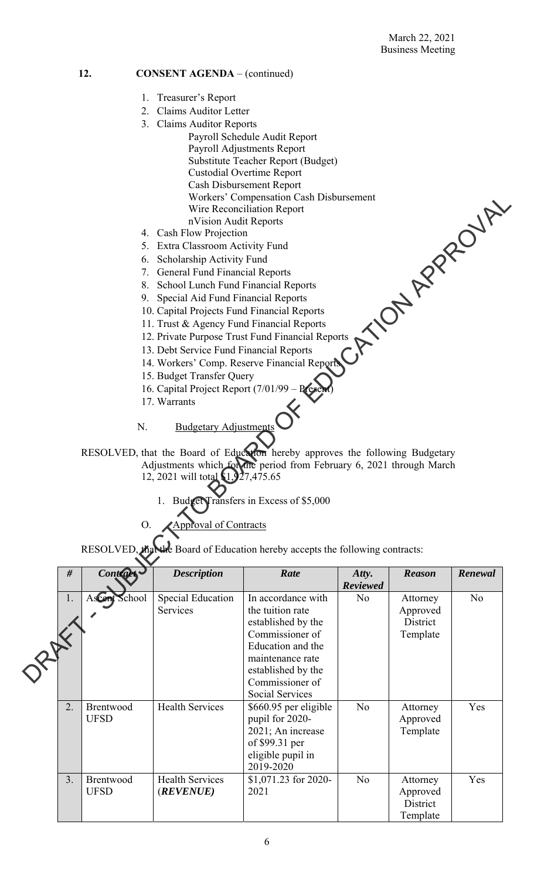March 22, 2021
Business Meeting

**12. CONSENT AGENDA** – (continued)

1. Treasurer's Report
2. Claims Auditor Letter
3. Claims Auditor Reports
   - Payroll Schedule Audit Report
   - Payroll Adjustments Report
   - Substitute Teacher Report (Budget)
   - Custodial Overtime Report
   - Cash Disbursement Report
   - Workers' Compensation Cash Disbursement
   - Wire Reconciliation Report
   - nVision Audit Reports
4. Cash Flow Projection
5. Extra Classroom Activity Fund
6. Scholarship Activity Fund
7. General Fund Financial Reports
8. School Lunch Fund Financial Reports
9. Special Aid Fund Financial Reports
10. Capital Projects Fund Financial Reports
11. Trust & Agency Fund Financial Reports
12. Private Purpose Trust Fund Financial Reports
13. Debt Service Fund Financial Reports
14. Workers' Comp. Reserve Financial Reports
15. Budget Transfer Query
16. Capital Project Report (7/01/99 – Present)
17. Warrants

N. Budgetary Adjustments

RESOLVED, that the Board of Education hereby approves the following Budgetary Adjustments which for the period from February 6, 2021 through March 12, 2021 will total $1,927,475.65

1. Budget Transfers in Excess of $5,000

O. Approval of Contracts

RESOLVED, that the Board of Education hereby accepts the following contracts:

| # | Contract | Description | Rate | Atty. Reviewed | Reason | Renewal |
|---|---|---|---|---|---|---|
| 1. | Ascent School | Special Education Services | In accordance with the tuition rate established by the Commissioner of Education and the maintenance rate established by the Commissioner of Social Services | No | Attorney Approved District Template | No |
| 2. | Brentwood UFSD | Health Services | $660.95 per eligible pupil for 2020-2021; An increase of $99.31 per eligible pupil in 2019-2020 | No | Attorney Approved Template | Yes |
| 3. | Brentwood UFSD | Health Services (***REVENUE***) | $1,071.23 for 2020-2021 | No | Attorney Approved District Template | Yes |

DRAFT - SUBJECT TO BOARD OF EDUCATION APPROVAL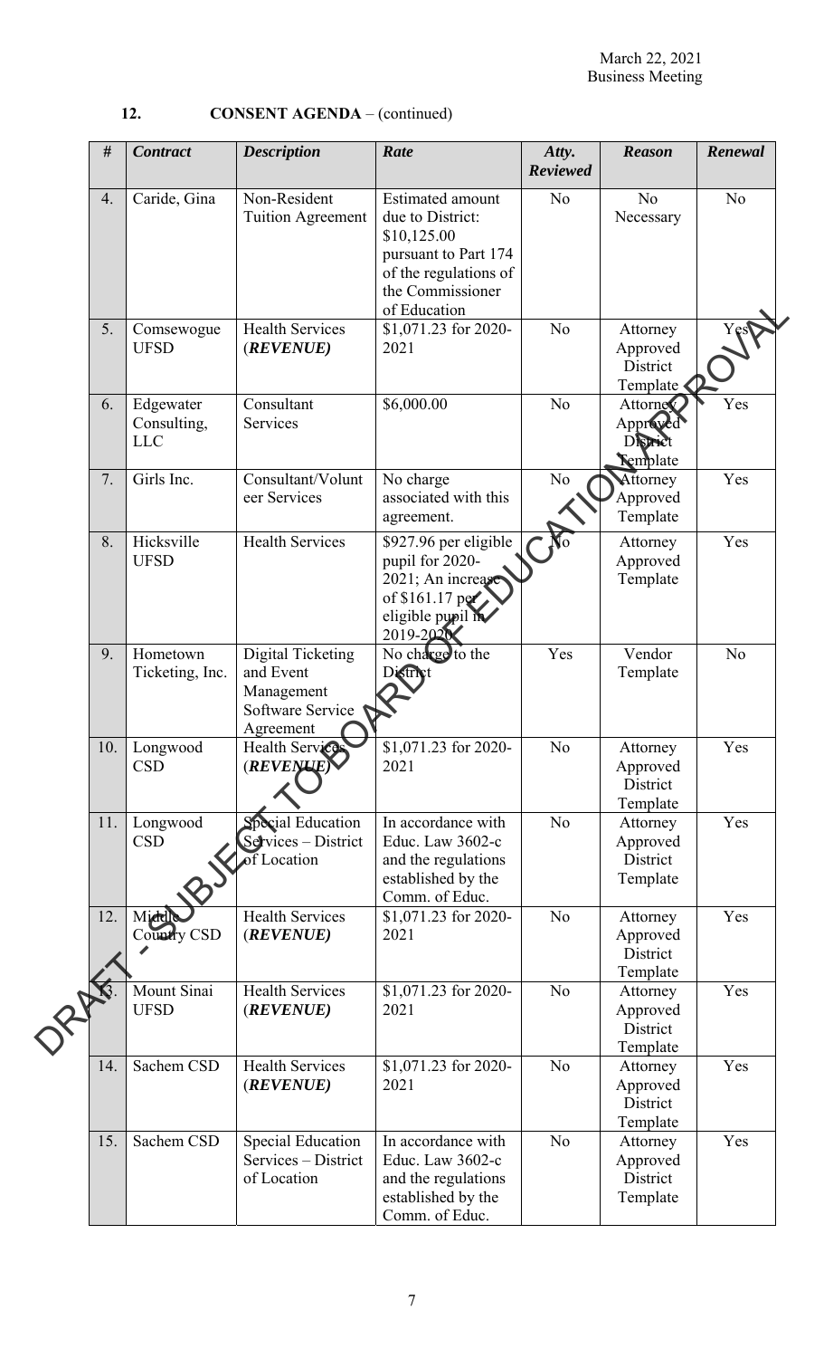## 12. CONSENT AGENDA – (continued)

| # | Contract | Description | Rate | Atty. Reviewed | Reason | Renewal |
|---|---|---|---|---|---|---|
| 4. | Caride, Gina | Non-Resident Tuition Agreement | Estimated amount due to District: $10,125.00 pursuant to Part 174 of the regulations of the Commissioner of Education | No | No Necessary | No |
| 5. | Comsewogue UFSD | Health Services (***REVENUE***) | $1,071.23 for 2020-2021 | No | Attorney Approved District Template | Yes |
| 6. | Edgewater Consulting, LLC | Consultant Services | $6,000.00 | No | Attorney Approved District Template | Yes |
| 7. | Girls Inc. | Consultant/Volunteer Services | No charge associated with this agreement. | No | Attorney Approved Template | Yes |
| 8. | Hicksville UFSD | Health Services | $927.96 per eligible pupil for 2020-2021; An increase of $161.17 per eligible pupil in 2019-2020 | No | Attorney Approved Template | Yes |
| 9. | Hometown Ticketing, Inc. | Digital Ticketing and Event Management Software Service Agreement | No charge to the District | Yes | Vendor Template | No |
| 10. | Longwood CSD | Health Services (***REVENUE***) | $1,071.23 for 2020-2021 | No | Attorney Approved District Template | Yes |
| 11. | Longwood CSD | Special Education Services – District of Location | In accordance with Educ. Law 3602-c and the regulations established by the Comm. of Educ. | No | Attorney Approved District Template | Yes |
| 12. | Middle Country CSD | Health Services (***REVENUE***) | $1,071.23 for 2020-2021 | No | Attorney Approved District Template | Yes |
| 13. | Mount Sinai UFSD | Health Services (***REVENUE***) | $1,071.23 for 2020-2021 | No | Attorney Approved District Template | Yes |
| 14. | Sachem CSD | Health Services (***REVENUE***) | $1,071.23 for 2020-2021 | No | Attorney Approved District Template | Yes |
| 15. | Sachem CSD | Special Education Services – District of Location | In accordance with Educ. Law 3602-c and the regulations established by the Comm. of Educ. | No | Attorney Approved District Template | Yes |

DRAFT - SUBJECT TO BOARD OF EDUCATION APPROVAL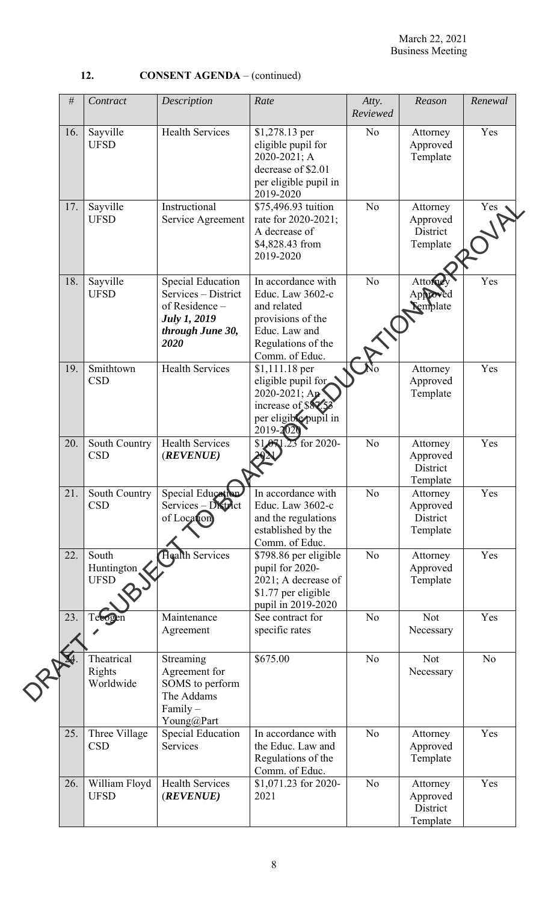**12. CONSENT AGENDA** – (continued)

| # | Contract | Description | Rate | Atty. Reviewed | Reason | Renewal |
|---|---|---|---|---|---|---|
| 16. | Sayville UFSD | Health Services | $1,278.13 per eligible pupil for 2020-2021; A decrease of $2.01 per eligible pupil in 2019-2020 | No | Attorney Approved Template | Yes |
| 17. | Sayville UFSD | Instructional Service Agreement | $75,496.93 tuition rate for 2020-2021; A decrease of $4,828.43 from 2019-2020 | No | Attorney Approved District Template | Yes |
| 18. | Sayville UFSD | Special Education Services – District of Residence – ***July 1, 2019 through June 30, 2020*** | In accordance with Educ. Law 3602-c and related provisions of the Educ. Law and Regulations of the Comm. of Educ. | No | Attorney Approved Template | Yes |
| 19. | Smithtown CSD | Health Services | $1,111.18 per eligible pupil for 2020-2021; An increase of $87.53 per eligible pupil in 2019-2020 | No | Attorney Approved Template | Yes |
| 20. | South Country CSD | Health Services (***REVENUE***) | $1,071.23 for 2020-2021 | No | Attorney Approved District Template | Yes |
| 21. | South Country CSD | Special Education Services – District of Location | In accordance with Educ. Law 3602-c and the regulations established by the Comm. of Educ. | No | Attorney Approved District Template | Yes |
| 22. | South Huntington UFSD | Health Services | $798.86 per eligible pupil for 2020-2021; A decrease of $1.77 per eligible pupil in 2019-2020 | No | Attorney Approved Template | Yes |
| 23. | Tecogen | Maintenance Agreement | See contract for specific rates | No | Not Necessary | Yes |
| 24. | Theatrical Rights Worldwide | Streaming Agreement for SOMS to perform The Addams Family – Young@Part | $675.00 | No | Not Necessary | No |
| 25. | Three Village CSD | Special Education Services | In accordance with the Educ. Law and Regulations of the Comm. of Educ. | No | Attorney Approved Template | Yes |
| 26. | William Floyd UFSD | Health Services (***REVENUE***) | $1,071.23 for 2020-2021 | No | Attorney Approved District Template | Yes |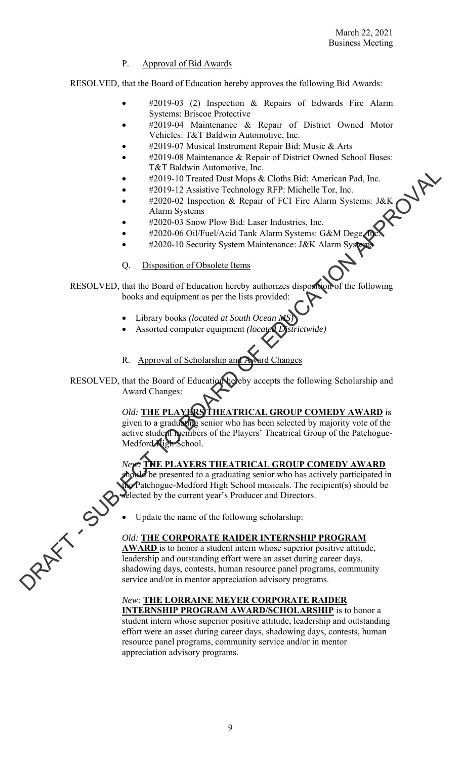P. Approval of Bid Awards

RESOLVED, that the Board of Education hereby approves the following Bid Awards:

- #2019-03 (2) Inspection & Repairs of Edwards Fire Alarm Systems: Briscoe Protective
- #2019-04 Maintenance & Repair of District Owned Motor Vehicles: T&T Baldwin Automotive, Inc.
- #2019-07 Musical Instrument Repair Bid: Music & Arts
- #2019-08 Maintenance & Repair of District Owned School Buses: T&T Baldwin Automotive, Inc.
- #2019-10 Treated Dust Mops & Cloths Bid: American Pad, Inc.
- #2019-12 Assistive Technology RFP: Michelle Tor, Inc.
- #2020-02 Inspection & Repair of FCI Fire Alarm Systems: J&K Alarm Systems
- #2020-03 Snow Plow Bid: Laser Industries, Inc.
- #2020-06 Oil/Fuel/Acid Tank Alarm Systems: G&M Dege, Inc.
- #2020-10 Security System Maintenance: J&K Alarm Systems

Q. Disposition of Obsolete Items

RESOLVED, that the Board of Education hereby authorizes disposition of the following books and equipment as per the lists provided:

- Library books *(located at South Ocean MS)*
- Assorted computer equipment *(located Districtwide)*

R. Approval of Scholarship and Award Changes

RESOLVED, that the Board of Education hereby accepts the following Scholarship and Award Changes:

*Old:* **THE PLAYERS THEATRICAL GROUP COMEDY AWARD** is given to a graduating senior who has been selected by majority vote of the active student members of the Players' Theatrical Group of the Patchogue-Medford High School.

*New:* **THE PLAYERS THEATRICAL GROUP COMEDY AWARD** should be presented to a graduating senior who has actively participated in the Patchogue-Medford High School musicals. The recipient(s) should be selected by the current year's Producer and Directors.

- Update the name of the following scholarship:

*Old:* **THE CORPORATE RAIDER INTERNSHIP PROGRAM AWARD** is to honor a student intern whose superior positive attitude, leadership and outstanding effort were an asset during career days, shadowing days, contests, human resource panel programs, community service and/or in mentor appreciation advisory programs.

*New:* **THE LORRAINE MEYER CORPORATE RAIDER INTERNSHIP PROGRAM AWARD/SCHOLARSHIP** is to honor a student intern whose superior positive attitude, leadership and outstanding effort were an asset during career days, shadowing days, contests, human resource panel programs, community service and/or in mentor appreciation advisory programs.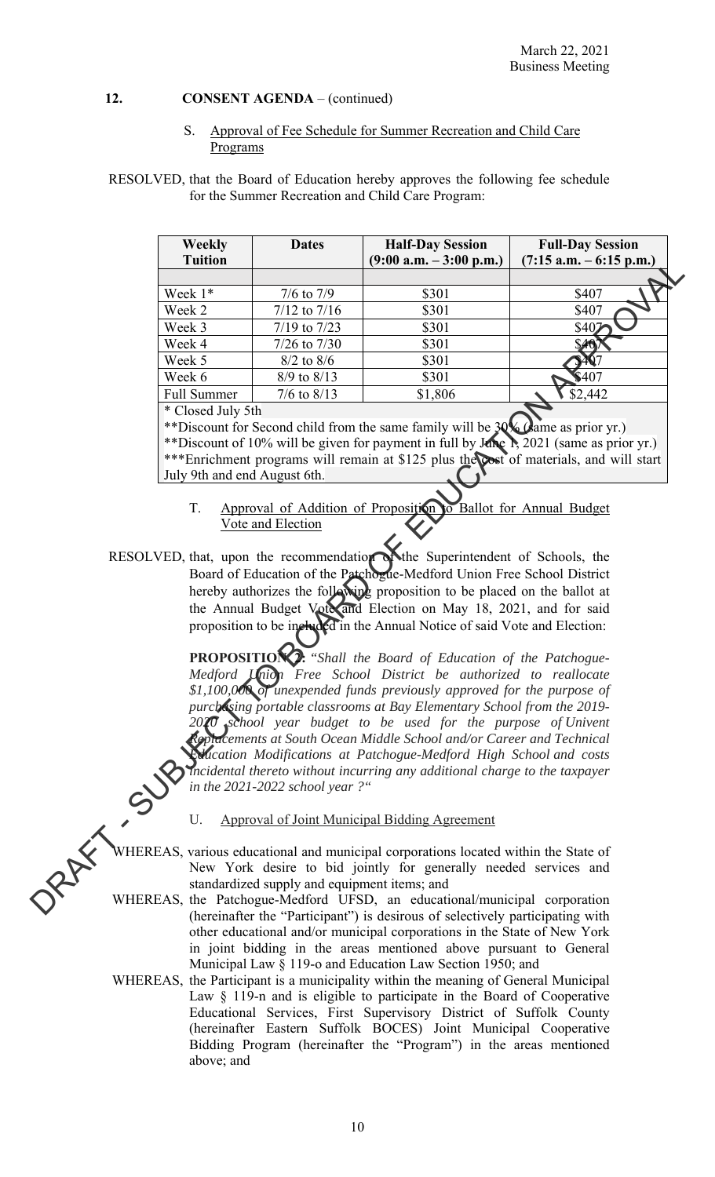March 22, 2021
Business Meeting

**12. CONSENT AGENDA** – (continued)

S. Approval of Fee Schedule for Summer Recreation and Child Care Programs

RESOLVED, that the Board of Education hereby approves the following fee schedule for the Summer Recreation and Child Care Program:

| Weekly Tuition | Dates | Half-Day Session (9:00 a.m. – 3:00 p.m.) | Full-Day Session (7:15 a.m. – 6:15 p.m.) |
|---|---|---|---|
| | | | |
| Week 1* | 7/6 to 7/9 | \$301 | \$407 |
| Week 2 | 7/12 to 7/16 | \$301 | \$407 |
| Week 3 | 7/19 to 7/23 | \$301 | \$407 |
| Week 4 | 7/26 to 7/30 | \$301 | \$407 |
| Week 5 | 8/2 to 8/6 | \$301 | \$407 |
| Week 6 | 8/9 to 8/13 | \$301 | \$407 |
| Full Summer | 7/6 to 8/13 | \$1,806 | \$2,442 |

\* Closed July 5th
**Discount for Second child from the same family will be 30% (same as prior yr.)
**Discount of 10% will be given for payment in full by June 1, 2021 (same as prior yr.)
***Enrichment programs will remain at \$125 plus the cost of materials, and will start July 9th and end August 6th.

T. Approval of Addition of Proposition to Ballot for Annual Budget Vote and Election

RESOLVED, that, upon the recommendation of the Superintendent of Schools, the Board of Education of the Patchogue-Medford Union Free School District hereby authorizes the following proposition to be placed on the ballot at the Annual Budget Vote and Election on May 18, 2021, and for said proposition to be included in the Annual Notice of said Vote and Election:

**PROPOSITION 2:** *"Shall the Board of Education of the Patchogue-Medford Union Free School District be authorized to reallocate \$1,100,000 of unexpended funds previously approved for the purpose of purchasing portable classrooms at Bay Elementary School from the 2019-2020 school year budget to be used for the purpose of Univent Replacements at South Ocean Middle School and/or Career and Technical Education Modifications at Patchogue-Medford High School and costs incidental thereto without incurring any additional charge to the taxpayer in the 2021-2022 school year ?"*

U. Approval of Joint Municipal Bidding Agreement

WHEREAS, various educational and municipal corporations located within the State of New York desire to bid jointly for generally needed services and standardized supply and equipment items; and

WHEREAS, the Patchogue-Medford UFSD, an educational/municipal corporation (hereinafter the "Participant") is desirous of selectively participating with other educational and/or municipal corporations in the State of New York in joint bidding in the areas mentioned above pursuant to General Municipal Law § 119-o and Education Law Section 1950; and

WHEREAS, the Participant is a municipality within the meaning of General Municipal Law § 119-n and is eligible to participate in the Board of Cooperative Educational Services, First Supervisory District of Suffolk County (hereinafter Eastern Suffolk BOCES) Joint Municipal Cooperative Bidding Program (hereinafter the "Program") in the areas mentioned above; and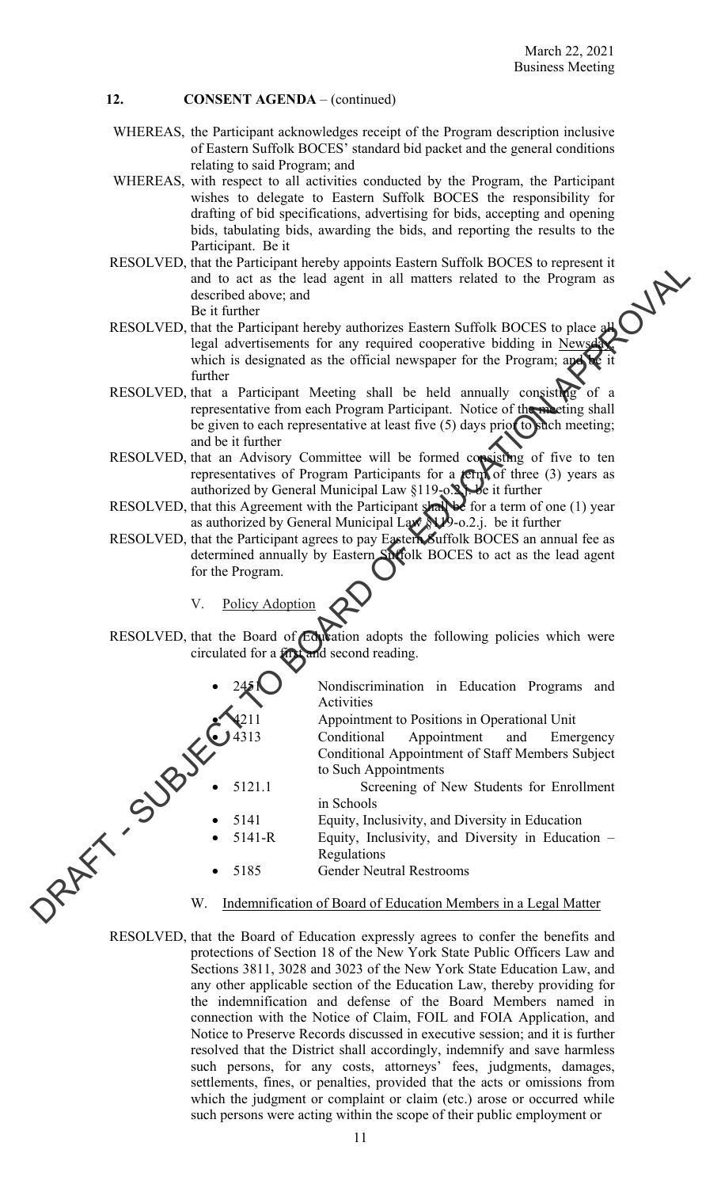## 12. CONSENT AGENDA – (continued)

WHEREAS, the Participant acknowledges receipt of the Program description inclusive of Eastern Suffolk BOCES' standard bid packet and the general conditions relating to said Program; and

WHEREAS, with respect to all activities conducted by the Program, the Participant wishes to delegate to Eastern Suffolk BOCES the responsibility for drafting of bid specifications, advertising for bids, accepting and opening bids, tabulating bids, awarding the bids, and reporting the results to the Participant. Be it

RESOLVED, that the Participant hereby appoints Eastern Suffolk BOCES to represent it and to act as the lead agent in all matters related to the Program as described above; and
Be it further

RESOLVED, that the Participant hereby authorizes Eastern Suffolk BOCES to place all legal advertisements for any required cooperative bidding in Newsday, which is designated as the official newspaper for the Program; and be it further

RESOLVED, that a Participant Meeting shall be held annually consisting of a representative from each Program Participant. Notice of the meeting shall be given to each representative at least five (5) days prior to such meeting; and be it further

RESOLVED, that an Advisory Committee will be formed consisting of five to ten representatives of Program Participants for a term of three (3) years as authorized by General Municipal Law §119-o.2.j. be it further

RESOLVED, that this Agreement with the Participant shall be for a term of one (1) year as authorized by General Municipal Law §119-o.2.j. be it further

RESOLVED, that the Participant agrees to pay Eastern Suffolk BOCES an annual fee as determined annually by Eastern Suffolk BOCES to act as the lead agent for the Program.

V. Policy Adoption

RESOLVED, that the Board of Education adopts the following policies which were circulated for a first and second reading.

- 2451 Nondiscrimination in Education Programs and Activities
- 4211 Appointment to Positions in Operational Unit
- 4313 Conditional Appointment and Emergency Conditional Appointment of Staff Members Subject to Such Appointments
- 5121.1 Screening of New Students for Enrollment in Schools
- 5141 Equity, Inclusivity, and Diversity in Education
- 5141-R Equity, Inclusivity, and Diversity in Education – Regulations
- 5185 Gender Neutral Restrooms

W. Indemnification of Board of Education Members in a Legal Matter

RESOLVED, that the Board of Education expressly agrees to confer the benefits and protections of Section 18 of the New York State Public Officers Law and Sections 3811, 3028 and 3023 of the New York State Education Law, and any other applicable section of the Education Law, thereby providing for the indemnification and defense of the Board Members named in connection with the Notice of Claim, FOIL and FOIA Application, and Notice to Preserve Records discussed in executive session; and it is further resolved that the District shall accordingly, indemnify and save harmless such persons, for any costs, attorneys' fees, judgments, damages, settlements, fines, or penalties, provided that the acts or omissions from which the judgment or complaint or claim (etc.) arose or occurred while such persons were acting within the scope of their public employment or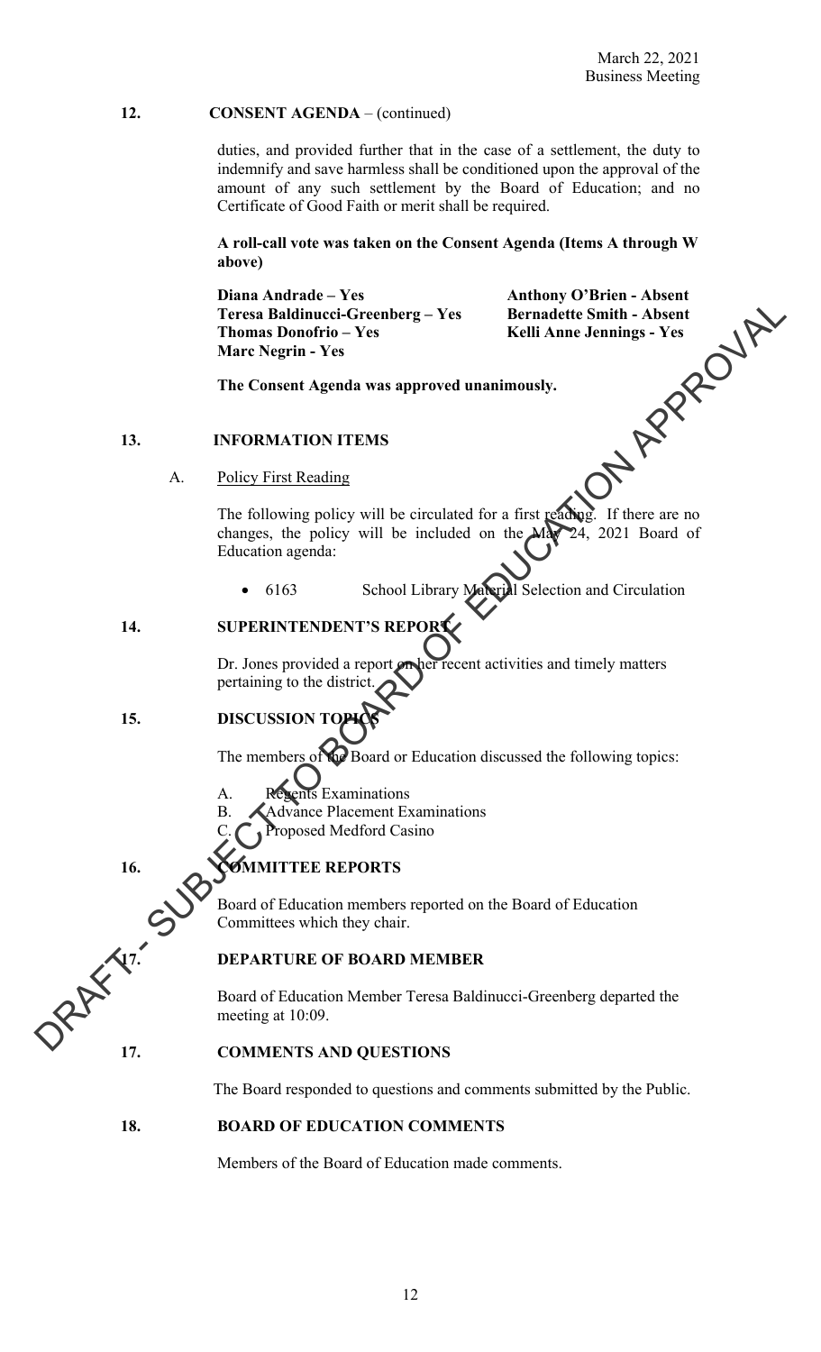## 12. CONSENT AGENDA – (continued)

duties, and provided further that in the case of a settlement, the duty to indemnify and save harmless shall be conditioned upon the approval of the amount of any such settlement by the Board of Education; and no Certificate of Good Faith or merit shall be required.

**A roll-call vote was taken on the Consent Agenda (Items A through W above)**

| | |
|---|---|
| **Diana Andrade – Yes** | **Anthony O'Brien - Absent** |
| **Teresa Baldinucci-Greenberg – Yes** | **Bernadette Smith - Absent** |
| **Thomas Donofrio – Yes** | **Kelli Anne Jennings - Yes** |
| **Marc Negrin - Yes** | |

**The Consent Agenda was approved unanimously.**

## 13. INFORMATION ITEMS

A. Policy First Reading

The following policy will be circulated for a first reading. If there are no changes, the policy will be included on the May 24, 2021 Board of Education agenda:

- 6163 School Library Material Selection and Circulation

## 14. SUPERINTENDENT'S REPORT

Dr. Jones provided a report on her recent activities and timely matters pertaining to the district.

## 15. DISCUSSION TOPICS

The members of the Board or Education discussed the following topics:

A. Regents Examinations
B. Advance Placement Examinations
C. Proposed Medford Casino

## 16. COMMITTEE REPORTS

Board of Education members reported on the Board of Education Committees which they chair.

## 17. DEPARTURE OF BOARD MEMBER

Board of Education Member Teresa Baldinucci-Greenberg departed the meeting at 10:09.

## 17. COMMENTS AND QUESTIONS

The Board responded to questions and comments submitted by the Public.

## 18. BOARD OF EDUCATION COMMENTS

Members of the Board of Education made comments.

DRAFT - SUBJECT TO BOARD OF EDUCATION APPROVAL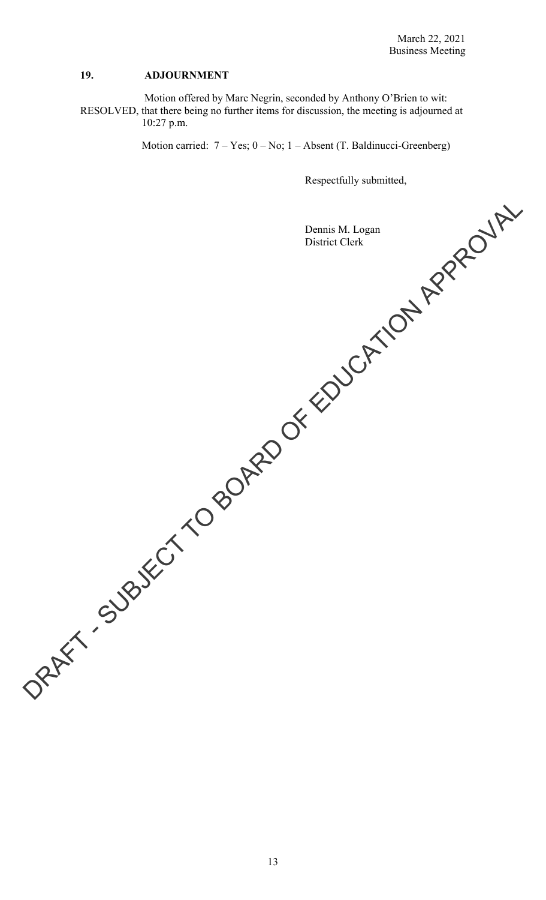## 19. ADJOURNMENT

Motion offered by Marc Negrin, seconded by Anthony O'Brien to wit:
RESOLVED, that there being no further items for discussion, the meeting is adjourned at 10:27 p.m.

Motion carried: 7 – Yes; 0 – No; 1 – Absent (T. Baldinucci-Greenberg)

Respectfully submitted,

Dennis M. Logan
District Clerk

DRAFT - SUBJECT TO BOARD OF EDUCATION APPROVAL